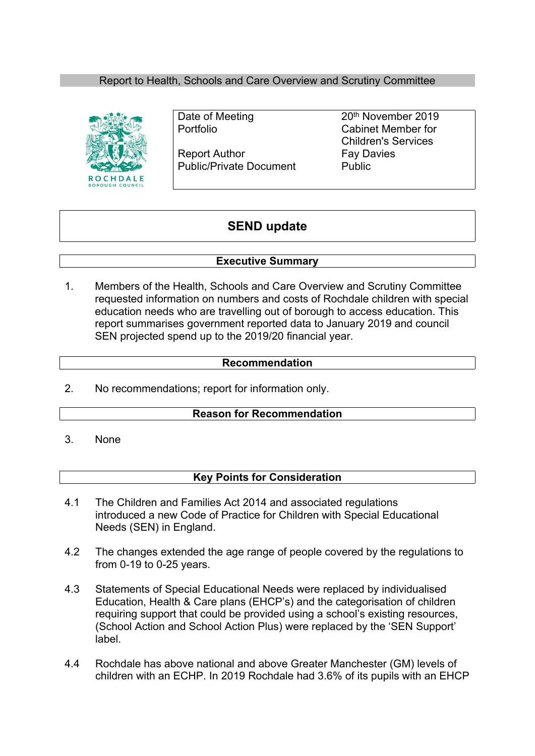Report to Health, Schools and Care Overview and Scrutiny Committee

| Date of Meeting | 20th November 2019 |
|---|---|
| Portfolio | Cabinet Member for Children's Services |
| Report Author | Fay Davies |
| Public/Private Document | Public |

# SEND update

## Executive Summary

1. Members of the Health, Schools and Care Overview and Scrutiny Committee requested information on numbers and costs of Rochdale children with special education needs who are travelling out of borough to access education. This report summarises government reported data to January 2019 and council SEN projected spend up to the 2019/20 financial year.

## Recommendation

2. No recommendations; report for information only.

## Reason for Recommendation

3. None

## Key Points for Consideration

4.1 The Children and Families Act 2014 and associated regulations introduced a new Code of Practice for Children with Special Educational Needs (SEN) in England.

4.2 The changes extended the age range of people covered by the regulations to from 0-19 to 0-25 years.

4.3 Statements of Special Educational Needs were replaced by individualised Education, Health & Care plans (EHCP's) and the categorisation of children requiring support that could be provided using a school's existing resources, (School Action and School Action Plus) were replaced by the 'SEN Support' label.

4.4 Rochdale has above national and above Greater Manchester (GM) levels of children with an ECHP. In 2019 Rochdale had 3.6% of its pupils with an EHCP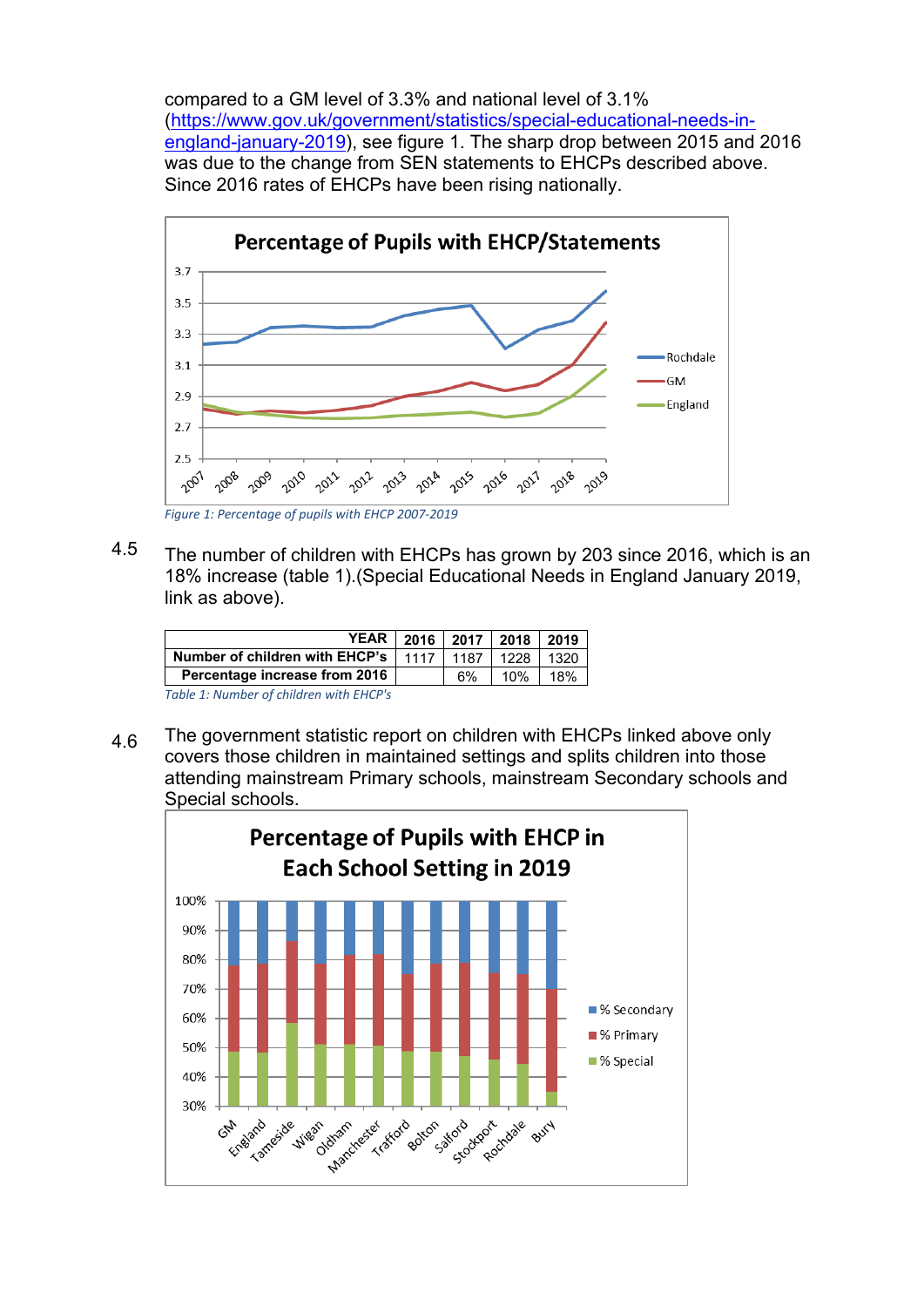compared to a GM level of 3.3% and national level of 3.1% (https://www.gov.uk/government/statistics/special-educational-needs-in-england-january-2019), see figure 1. The sharp drop between 2015 and 2016 was due to the change from SEN statements to EHCPs described above. Since 2016 rates of EHCPs have been rising nationally.

*Figure 1: Percentage of pupils with EHCP 2007-2019*

4.5 The number of children with EHCPs has grown by 203 since 2016, which is an 18% increase (table 1).(Special Educational Needs in England January 2019, link as above).

| YEAR | 2016 | 2017 | 2018 | 2019 |
|---|---|---|---|---|
| Number of children with EHCP's | 1117 | 1187 | 1228 | 1320 |
| Percentage increase from 2016 | | 6% | 10% | 18% |

*Table 1: Number of children with EHCP's*

4.6 The government statistic report on children with EHCPs linked above only covers those children in maintained settings and splits children into those attending mainstream Primary schools, mainstream Secondary schools and Special schools.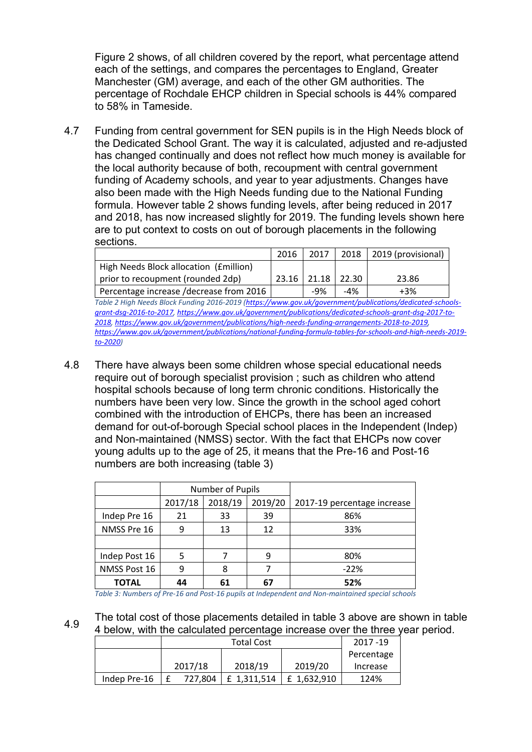Figure 2 shows, of all children covered by the report, what percentage attend each of the settings, and compares the percentages to England, Greater Manchester (GM) average, and each of the other GM authorities. The percentage of Rochdale EHCP children in Special schools is 44% compared to 58% in Tameside.

4.7 Funding from central government for SEN pupils is in the High Needs block of the Dedicated School Grant. The way it is calculated, adjusted and re-adjusted has changed continually and does not reflect how much money is available for the local authority because of both, recoupment with central government funding of Academy schools, and year to year adjustments. Changes have also been made with the High Needs funding due to the National Funding formula. However table 2 shows funding levels, after being reduced in 2017 and 2018, has now increased slightly for 2019. The funding levels shown here are to put context to costs on out of borough placements in the following sections.

| | 2016 | 2017 | 2018 | 2019 (provisional) |
|---|---|---|---|---|
| High Needs Block allocation (£million) prior to recoupment (rounded 2dp) | 23.16 | 21.18 | 22.30 | 23.86 |
| Percentage increase /decrease from 2016 | | -9% | -4% | +3% |

*Table 2 High Needs Block Funding 2016-2019 (https://www.gov.uk/government/publications/dedicated-schools-grant-dsg-2016-to-2017, https://www.gov.uk/government/publications/dedicated-schools-grant-dsg-2017-to-2018, https://www.gov.uk/government/publications/high-needs-funding-arrangements-2018-to-2019, https://www.gov.uk/government/publications/national-funding-formula-tables-for-schools-and-high-needs-2019-to-2020)*

4.8 There have always been some children whose special educational needs require out of borough specialist provision ; such as children who attend hospital schools because of long term chronic conditions. Historically the numbers have been very low. Since the growth in the school aged cohort combined with the introduction of EHCPs, there has been an increased demand for out-of-borough Special school places in the Independent (Indep) and Non-maintained (NMSS) sector. With the fact that EHCPs now cover young adults up to the age of 25, it means that the Pre-16 and Post-16 numbers are both increasing (table 3)

| | Number of Pupils | | | |
|---|---|---|---|---|
| | 2017/18 | 2018/19 | 2019/20 | 2017-19 percentage increase |
| Indep Pre 16 | 21 | 33 | 39 | 86% |
| NMSS Pre 16 | 9 | 13 | 12 | 33% |
| | | | | |
| Indep Post 16 | 5 | 7 | 9 | 80% |
| NMSS Post 16 | 9 | 8 | 7 | -22% |
| **TOTAL** | **44** | **61** | **67** | **52%** |

*Table 3: Numbers of Pre-16 and Post-16 pupils at Independent and Non-maintained special schools*

4.9 The total cost of those placements detailed in table 3 above are shown in table 4 below, with the calculated percentage increase over the three year period.

| | Total Cost | | | 2017 -19 |
|---|---|---|---|---|
| | 2017/18 | 2018/19 | 2019/20 | Percentage Increase |
| Indep Pre-16 | £ 727,804 | £ 1,311,514 | £ 1,632,910 | 124% |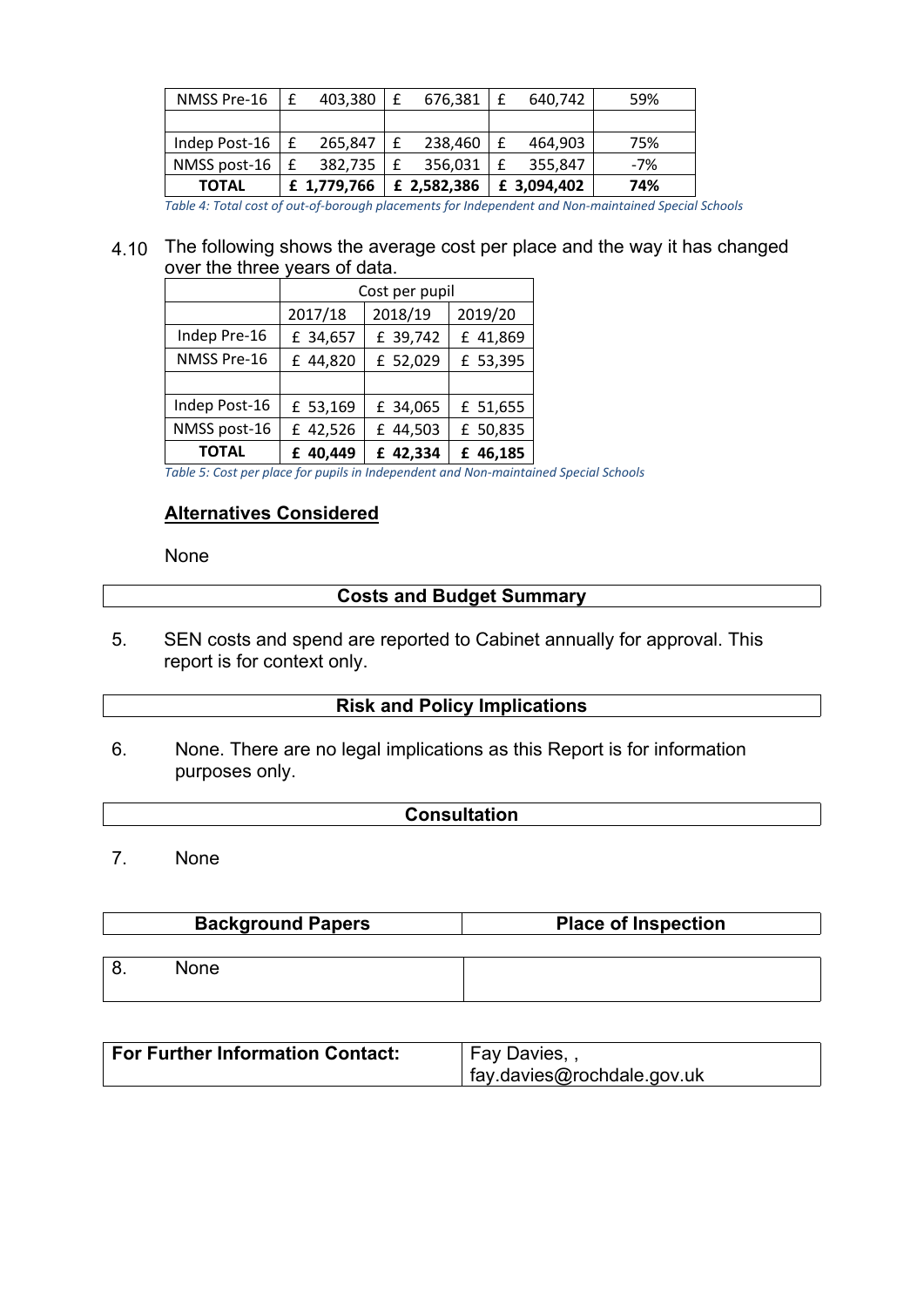| | | | | |
|---|---|---|---|---|
| NMSS Pre-16 | £ 403,380 | £ 676,381 | £ 640,742 | 59% |
| | | | | |
| Indep Post-16 | £ 265,847 | £ 238,460 | £ 464,903 | 75% |
| NMSS post-16 | £ 382,735 | £ 356,031 | £ 355,847 | -7% |
| **TOTAL** | **£ 1,779,766** | **£ 2,582,386** | **£ 3,094,402** | **74%** |

*Table 4: Total cost of out-of-borough placements for Independent and Non-maintained Special Schools*

4.10 The following shows the average cost per place and the way it has changed over the three years of data.

| | Cost per pupil | | |
|---|---|---|---|
| | 2017/18 | 2018/19 | 2019/20 |
| Indep Pre-16 | £ 34,657 | £ 39,742 | £ 41,869 |
| NMSS Pre-16 | £ 44,820 | £ 52,029 | £ 53,395 |
| | | | |
| Indep Post-16 | £ 53,169 | £ 34,065 | £ 51,655 |
| NMSS post-16 | £ 42,526 | £ 44,503 | £ 50,835 |
| **TOTAL** | **£ 40,449** | **£ 42,334** | **£ 46,185** |

*Table 5: Cost per place for pupils in Independent and Non-maintained Special Schools*

**<u>Alternatives Considered</u>**

None

## Costs and Budget Summary

5. SEN costs and spend are reported to Cabinet annually for approval. This report is for context only.

## Risk and Policy Implications

6. None. There are no legal implications as this Report is for information purposes only.

## Consultation

7. None

| Background Papers | Place of Inspection |
|---|---|
| 8. None | |

| For Further Information Contact: | Fay Davies, , fay.davies@rochdale.gov.uk |
|---|---|